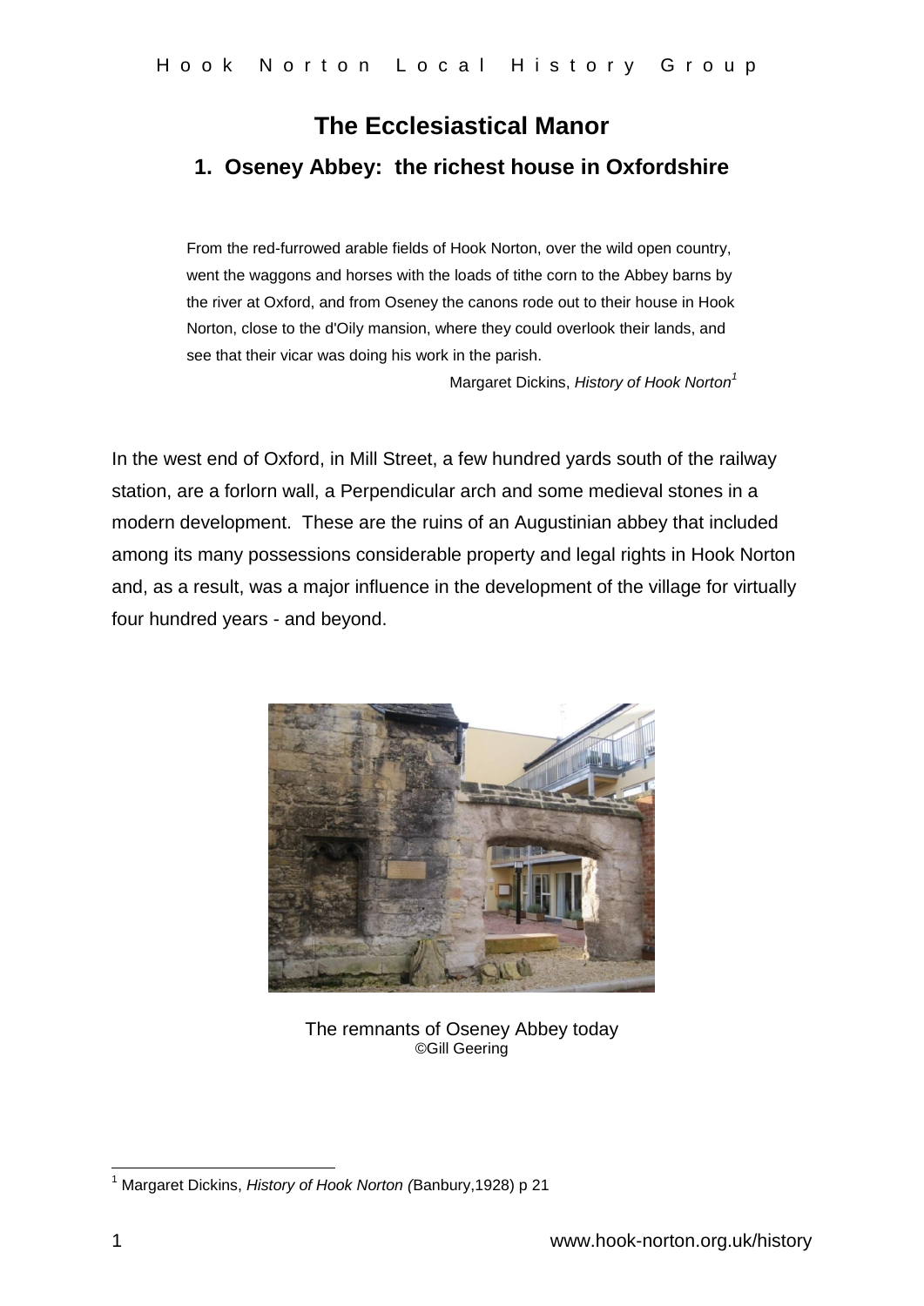# The Ecclesiastical Manor

## 1. Oseney Abbey: the richest house in Oxfordshire

> From the red-furrowed arable fields of Hook Norton, over the wild open country, went the waggons and horses with the loads of tithe corn to the Abbey barns by the river at Oxford, and from Oseney the canons rode out to their house in Hook Norton, close to the d'Oily mansion, where they could overlook their lands, and see that their vicar was doing his work in the parish.
>
> Margaret Dickins, *History of Hook Norton*[1]

In the west end of Oxford, in Mill Street, a few hundred yards south of the railway station, are a forlorn wall, a Perpendicular arch and some medieval stones in a modern development. These are the ruins of an Augustinian abbey that included among its many possessions considerable property and legal rights in Hook Norton and, as a result, was a major influence in the development of the village for virtually four hundred years - and beyond.

The remnants of Oseney Abbey today
©Gill Geering

[1] Margaret Dickins, *History of Hook Norton (*Banbury,1928) p 21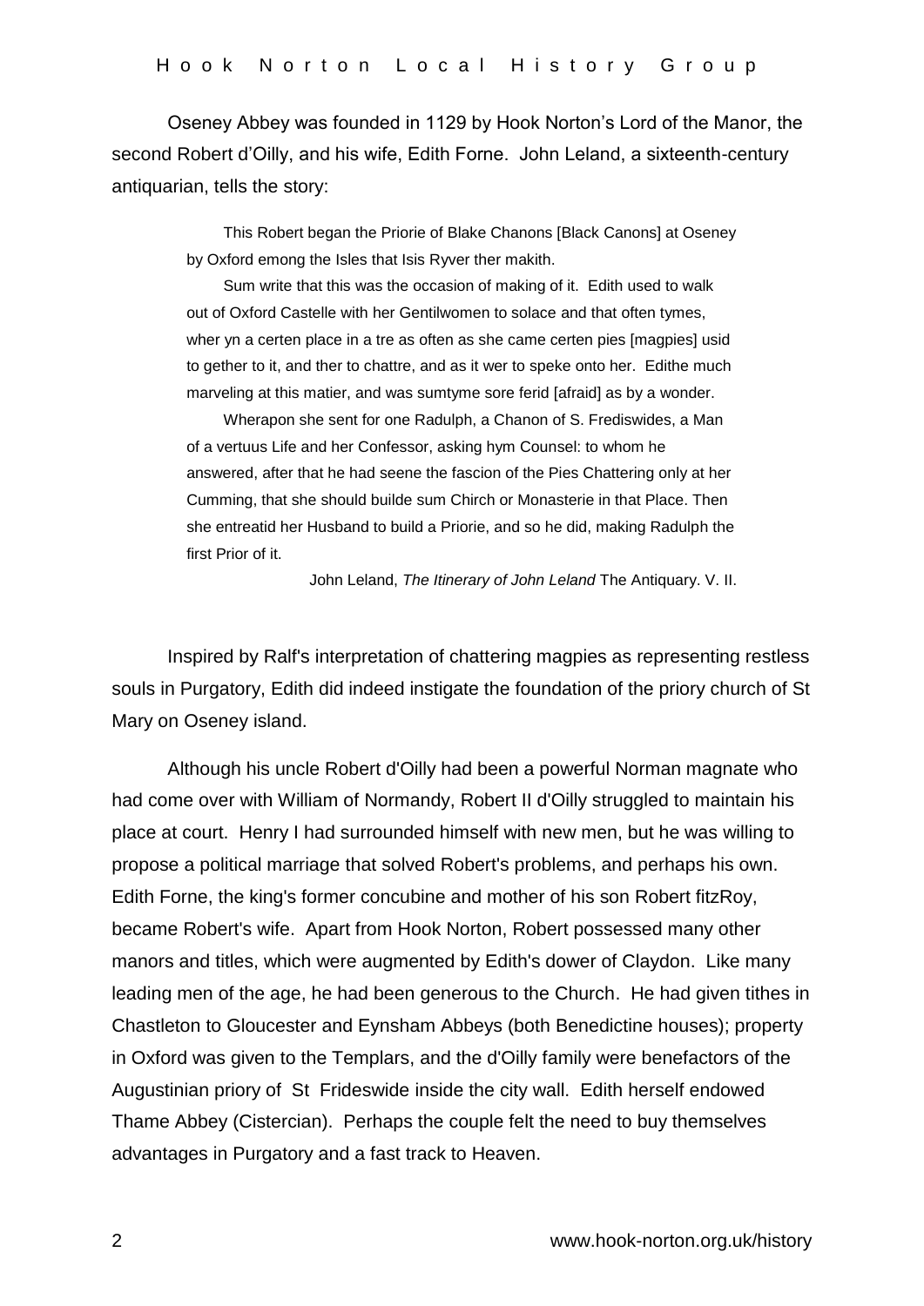Oseney Abbey was founded in 1129 by Hook Norton's Lord of the Manor, the second Robert d'Oilly, and his wife, Edith Forne. John Leland, a sixteenth-century antiquarian, tells the story:

> This Robert began the Priorie of Blake Chanons [Black Canons] at Oseney by Oxford emong the Isles that Isis Ryver ther makith.
>
> Sum write that this was the occasion of making of it. Edith used to walk out of Oxford Castelle with her Gentilwomen to solace and that often tymes, wher yn a certen place in a tre as often as she came certen pies [magpies] usid to gether to it, and ther to chattre, and as it wer to speke onto her. Edithe much marveling at this matier, and was sumtyme sore ferid [afraid] as by a wonder.
>
> Wherapon she sent for one Radulph, a Chanon of S. Frediswides, a Man of a vertuus Life and her Confessor, asking hym Counsel: to whom he answered, after that he had seene the fascion of the Pies Chattering only at her Cumming, that she should builde sum Chirch or Monasterie in that Place. Then she entreatid her Husband to build a Priorie, and so he did, making Radulph the first Prior of it.
>
> John Leland, *The Itinerary of John Leland* The Antiquary. V. II.

Inspired by Ralf's interpretation of chattering magpies as representing restless souls in Purgatory, Edith did indeed instigate the foundation of the priory church of St Mary on Oseney island.

Although his uncle Robert d'Oilly had been a powerful Norman magnate who had come over with William of Normandy, Robert II d'Oilly struggled to maintain his place at court. Henry I had surrounded himself with new men, but he was willing to propose a political marriage that solved Robert's problems, and perhaps his own. Edith Forne, the king's former concubine and mother of his son Robert fitzRoy, became Robert's wife. Apart from Hook Norton, Robert possessed many other manors and titles, which were augmented by Edith's dower of Claydon. Like many leading men of the age, he had been generous to the Church. He had given tithes in Chastleton to Gloucester and Eynsham Abbeys (both Benedictine houses); property in Oxford was given to the Templars, and the d'Oilly family were benefactors of the Augustinian priory of St Frideswide inside the city wall. Edith herself endowed Thame Abbey (Cistercian). Perhaps the couple felt the need to buy themselves advantages in Purgatory and a fast track to Heaven.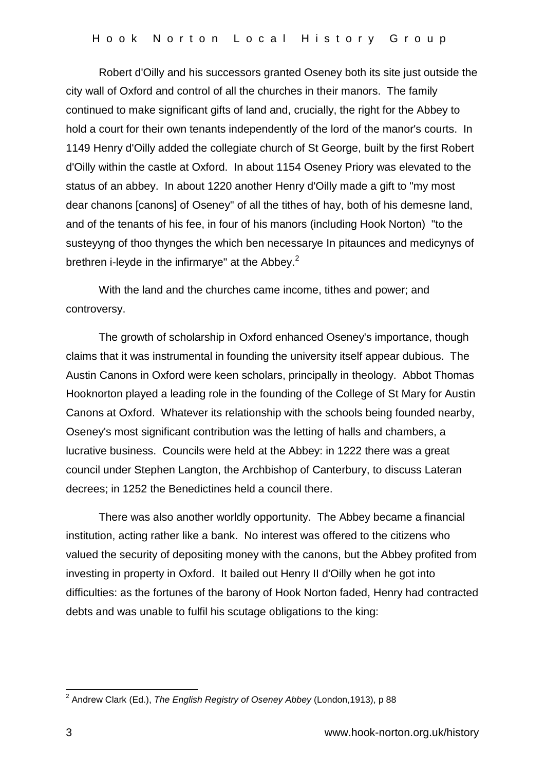Robert d'Oilly and his successors granted Oseney both its site just outside the city wall of Oxford and control of all the churches in their manors. The family continued to make significant gifts of land and, crucially, the right for the Abbey to hold a court for their own tenants independently of the lord of the manor's courts. In 1149 Henry d'Oilly added the collegiate church of St George, built by the first Robert d'Oilly within the castle at Oxford. In about 1154 Oseney Priory was elevated to the status of an abbey. In about 1220 another Henry d'Oilly made a gift to "my most dear chanons [canons] of Oseney" of all the tithes of hay, both of his demesne land, and of the tenants of his fee, in four of his manors (including Hook Norton) "to the susteyyng of thoo thynges the which ben necessarye In pitaunces and medicynys of brethren i-leyde in the infirmarye" at the Abbey.[2]

With the land and the churches came income, tithes and power; and controversy.

The growth of scholarship in Oxford enhanced Oseney's importance, though claims that it was instrumental in founding the university itself appear dubious. The Austin Canons in Oxford were keen scholars, principally in theology. Abbot Thomas Hooknorton played a leading role in the founding of the College of St Mary for Austin Canons at Oxford. Whatever its relationship with the schools being founded nearby, Oseney's most significant contribution was the letting of halls and chambers, a lucrative business. Councils were held at the Abbey: in 1222 there was a great council under Stephen Langton, the Archbishop of Canterbury, to discuss Lateran decrees; in 1252 the Benedictines held a council there.

There was also another worldly opportunity. The Abbey became a financial institution, acting rather like a bank. No interest was offered to the citizens who valued the security of depositing money with the canons, but the Abbey profited from investing in property in Oxford. It bailed out Henry II d'Oilly when he got into difficulties: as the fortunes of the barony of Hook Norton faded, Henry had contracted debts and was unable to fulfil his scutage obligations to the king:

---

[2] Andrew Clark (Ed.), *The English Registry of Oseney Abbey* (London,1913), p 88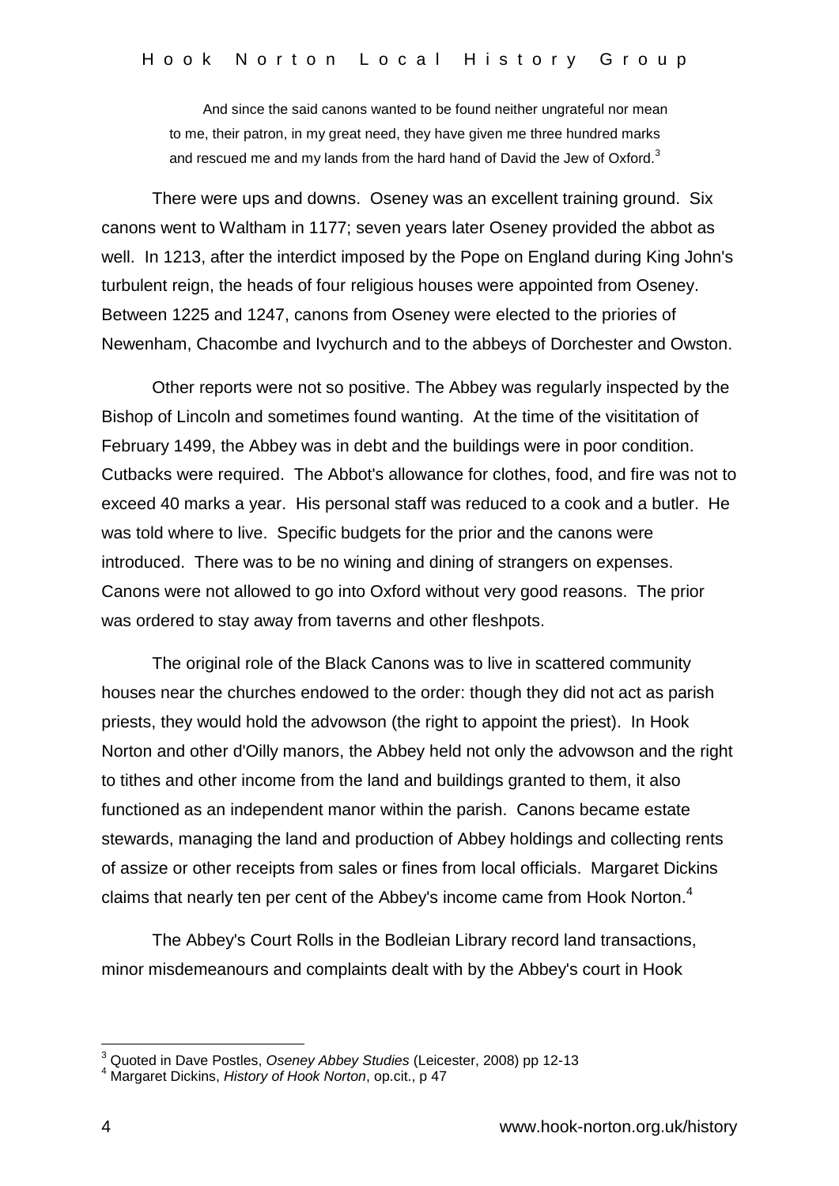> And since the said canons wanted to be found neither ungrateful nor mean to me, their patron, in my great need, they have given me three hundred marks and rescued me and my lands from the hard hand of David the Jew of Oxford.[3]

There were ups and downs. Oseney was an excellent training ground. Six canons went to Waltham in 1177; seven years later Oseney provided the abbot as well. In 1213, after the interdict imposed by the Pope on England during King John's turbulent reign, the heads of four religious houses were appointed from Oseney. Between 1225 and 1247, canons from Oseney were elected to the priories of Newenham, Chacombe and Ivychurch and to the abbeys of Dorchester and Owston.

Other reports were not so positive. The Abbey was regularly inspected by the Bishop of Lincoln and sometimes found wanting. At the time of the visititation of February 1499, the Abbey was in debt and the buildings were in poor condition. Cutbacks were required. The Abbot's allowance for clothes, food, and fire was not to exceed 40 marks a year. His personal staff was reduced to a cook and a butler. He was told where to live. Specific budgets for the prior and the canons were introduced. There was to be no wining and dining of strangers on expenses. Canons were not allowed to go into Oxford without very good reasons. The prior was ordered to stay away from taverns and other fleshpots.

The original role of the Black Canons was to live in scattered community houses near the churches endowed to the order: though they did not act as parish priests, they would hold the advowson (the right to appoint the priest). In Hook Norton and other d'Oilly manors, the Abbey held not only the advowson and the right to tithes and other income from the land and buildings granted to them, it also functioned as an independent manor within the parish. Canons became estate stewards, managing the land and production of Abbey holdings and collecting rents of assize or other receipts from sales or fines from local officials. Margaret Dickins claims that nearly ten per cent of the Abbey's income came from Hook Norton.[4]

The Abbey's Court Rolls in the Bodleian Library record land transactions, minor misdemeanours and complaints dealt with by the Abbey's court in Hook

---

[3] Quoted in Dave Postles, *Oseney Abbey Studies* (Leicester, 2008) pp 12-13

[4] Margaret Dickins, *History of Hook Norton*, op.cit., p 47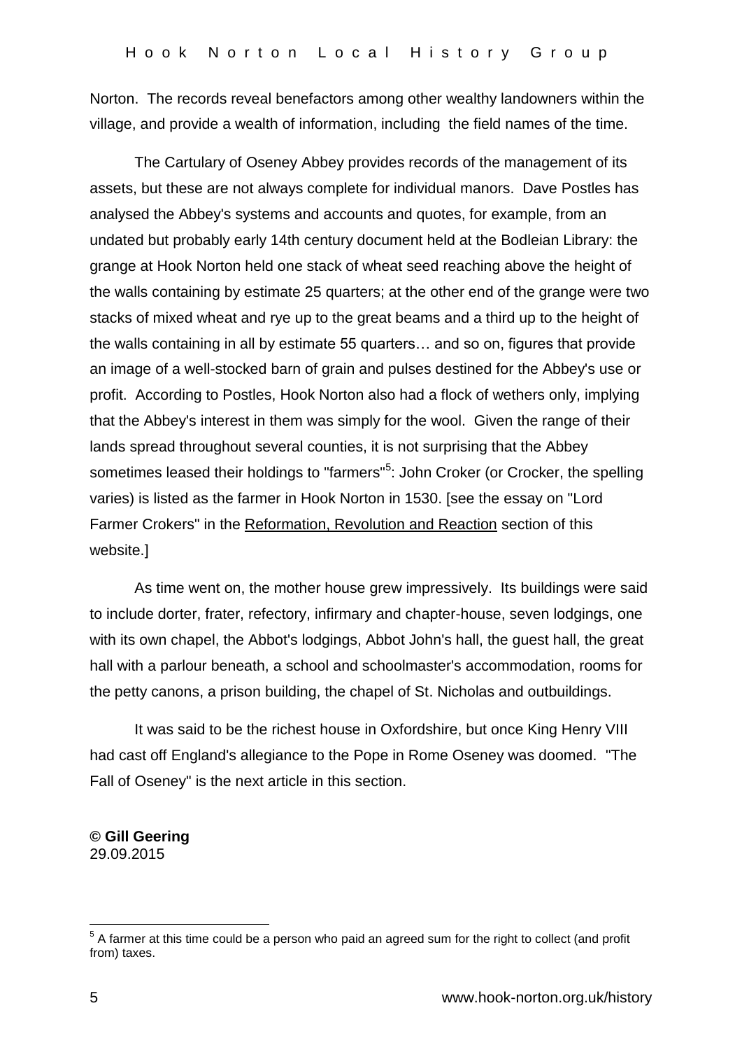Norton. The records reveal benefactors among other wealthy landowners within the village, and provide a wealth of information, including the field names of the time.

The Cartulary of Oseney Abbey provides records of the management of its assets, but these are not always complete for individual manors. Dave Postles has analysed the Abbey's systems and accounts and quotes, for example, from an undated but probably early 14th century document held at the Bodleian Library: the grange at Hook Norton held one stack of wheat seed reaching above the height of the walls containing by estimate 25 quarters; at the other end of the grange were two stacks of mixed wheat and rye up to the great beams and a third up to the height of the walls containing in all by estimate 55 quarters… and so on, figures that provide an image of a well-stocked barn of grain and pulses destined for the Abbey's use or profit. According to Postles, Hook Norton also had a flock of wethers only, implying that the Abbey's interest in them was simply for the wool. Given the range of their lands spread throughout several counties, it is not surprising that the Abbey sometimes leased their holdings to "farmers"[5]: John Croker (or Crocker, the spelling varies) is listed as the farmer in Hook Norton in 1530. [see the essay on "Lord Farmer Crokers" in the Reformation, Revolution and Reaction section of this website.]

As time went on, the mother house grew impressively. Its buildings were said to include dorter, frater, refectory, infirmary and chapter-house, seven lodgings, one with its own chapel, the Abbot's lodgings, Abbot John's hall, the guest hall, the great hall with a parlour beneath, a school and schoolmaster's accommodation, rooms for the petty canons, a prison building, the chapel of St. Nicholas and outbuildings.

It was said to be the richest house in Oxfordshire, but once King Henry VIII had cast off England's allegiance to the Pope in Rome Oseney was doomed. "The Fall of Oseney" is the next article in this section.

**© Gill Geering**
29.09.2015

---

[5] A farmer at this time could be a person who paid an agreed sum for the right to collect (and profit from) taxes.